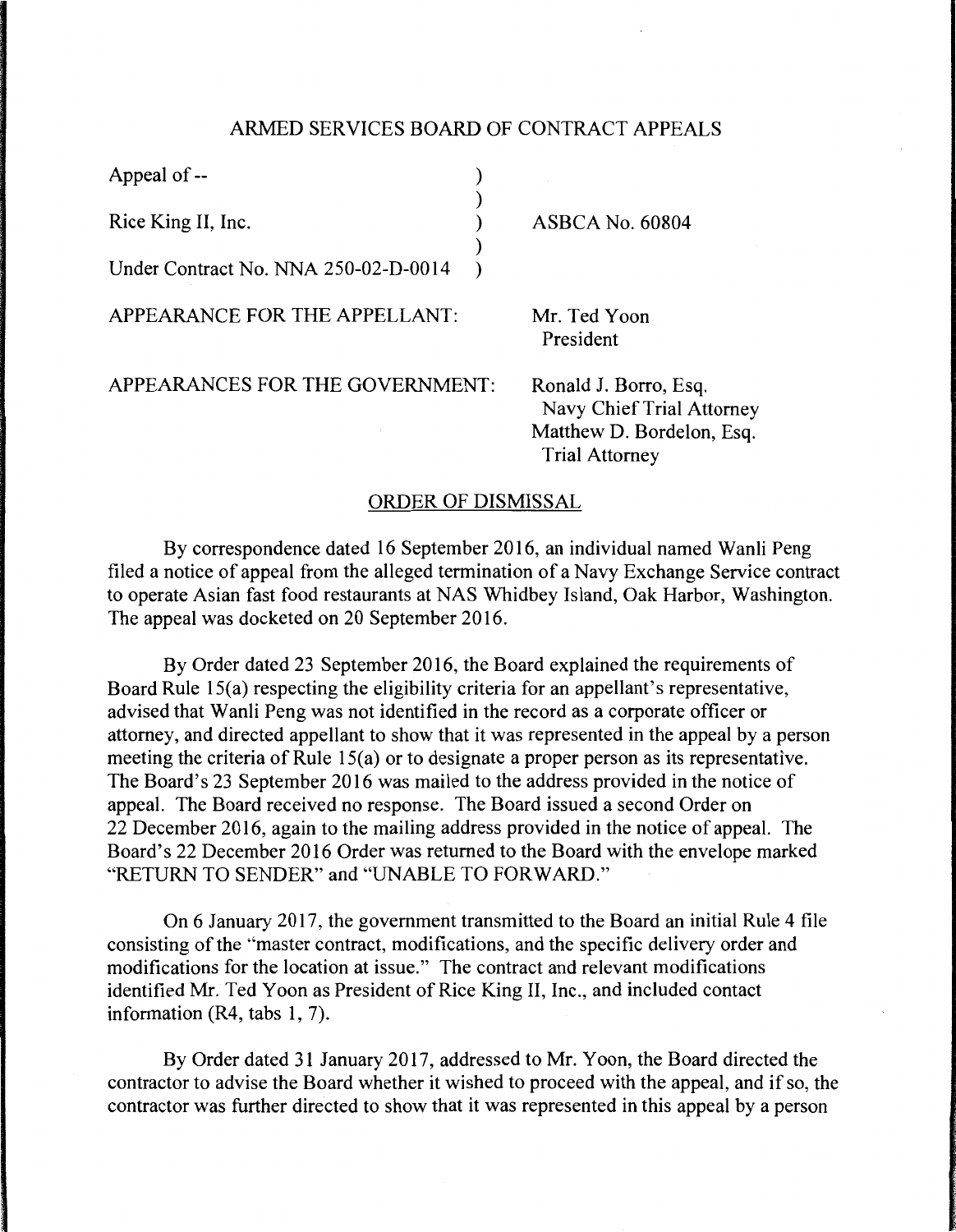# ARMED SERVICES BOARD OF CONTRACT APPEALS

| | |
|---|---|
| Appeal of -- | |
| Rice King II, Inc. | ASBCA No. 60804 |
| Under Contract No. NNA 250-02-D-0014 | |

APPEARANCE FOR THE APPELLANT: Mr. Ted Yoon
President

APPEARANCES FOR THE GOVERNMENT: Ronald J. Borro, Esq.
Navy Chief Trial Attorney
Matthew D. Bordelon, Esq.
Trial Attorney

## ORDER OF DISMISSAL

By correspondence dated 16 September 2016, an individual named Wanli Peng filed a notice of appeal from the alleged termination of a Navy Exchange Service contract to operate Asian fast food restaurants at NAS Whidbey Island, Oak Harbor, Washington. The appeal was docketed on 20 September 2016.

By Order dated 23 September 2016, the Board explained the requirements of Board Rule 15(a) respecting the eligibility criteria for an appellant's representative, advised that Wanli Peng was not identified in the record as a corporate officer or attorney, and directed appellant to show that it was represented in the appeal by a person meeting the criteria of Rule 15(a) or to designate a proper person as its representative. The Board's 23 September 2016 was mailed to the address provided in the notice of appeal. The Board received no response. The Board issued a second Order on 22 December 2016, again to the mailing address provided in the notice of appeal. The Board's 22 December 2016 Order was returned to the Board with the envelope marked "RETURN TO SENDER" and "UNABLE TO FORWARD."

On 6 January 2017, the government transmitted to the Board an initial Rule 4 file consisting of the "master contract, modifications, and the specific delivery order and modifications for the location at issue." The contract and relevant modifications identified Mr. Ted Yoon as President of Rice King II, Inc., and included contact information (R4, tabs 1, 7).

By Order dated 31 January 2017, addressed to Mr. Yoon, the Board directed the contractor to advise the Board whether it wished to proceed with the appeal, and if so, the contractor was further directed to show that it was represented in this appeal by a person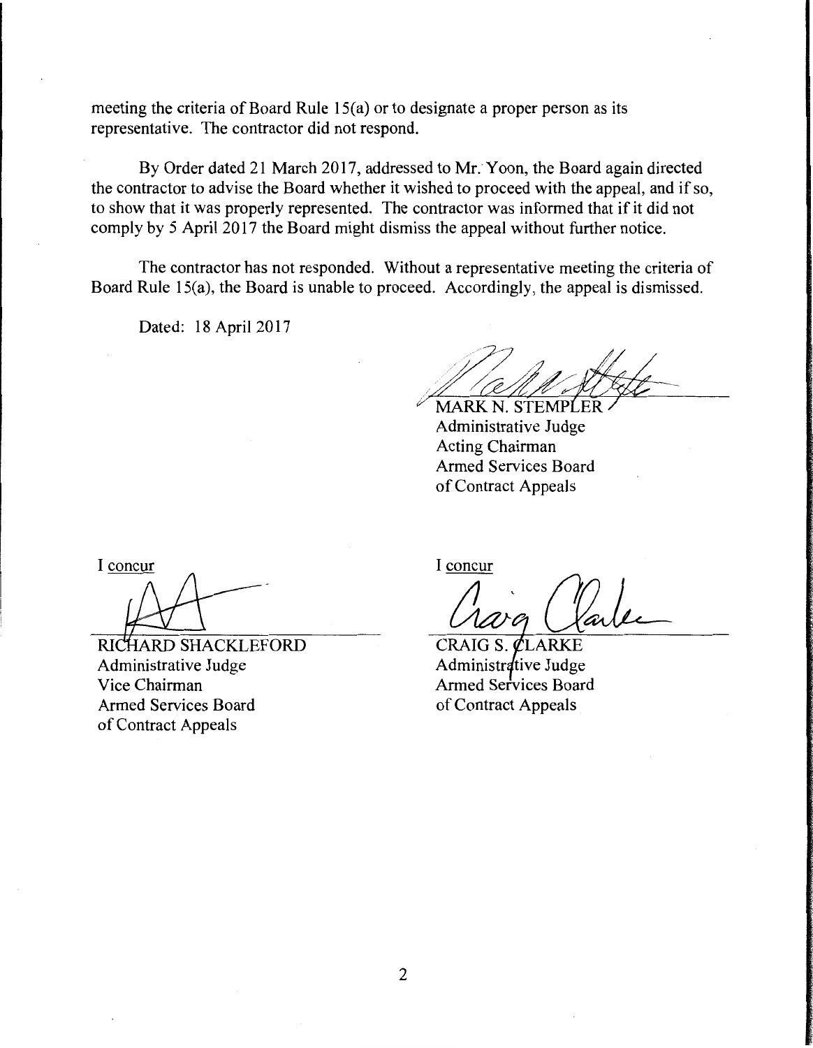meeting the criteria of Board Rule 15(a) or to designate a proper person as its representative. The contractor did not respond.

By Order dated 21 March 2017, addressed to Mr. Yoon, the Board again directed the contractor to advise the Board whether it wished to proceed with the appeal, and if so, to show that it was properly represented. The contractor was informed that if it did not comply by 5 April 2017 the Board might dismiss the appeal without further notice.

The contractor has not responded. Without a representative meeting the criteria of Board Rule 15(a), the Board is unable to proceed. Accordingly, the appeal is dismissed.

Dated: 18 April 2017

MARK N. STEMPLER
Administrative Judge
Acting Chairman
Armed Services Board
of Contract Appeals

I concur

RICHARD SHACKLEFORD
Administrative Judge
Vice Chairman
Armed Services Board
of Contract Appeals

I concur

CRAIG S. CLARKE
Administrative Judge
Armed Services Board
of Contract Appeals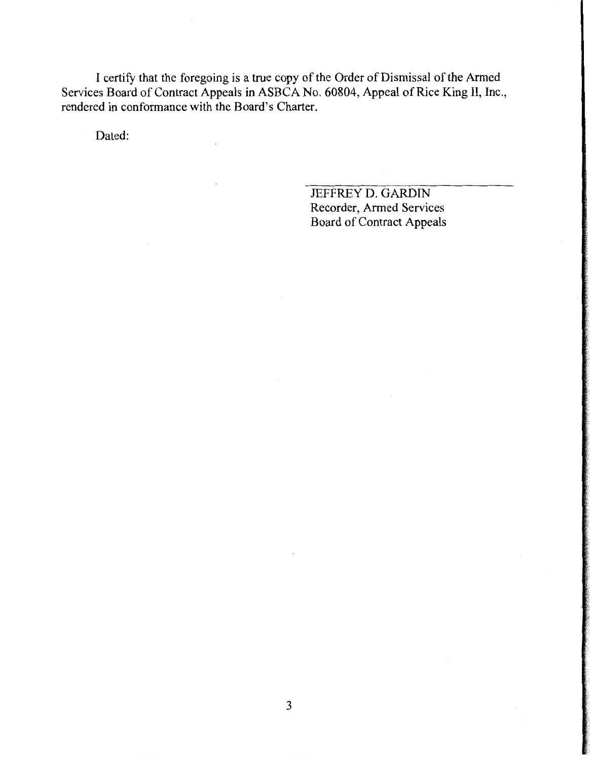I certify that the foregoing is a true copy of the Order of Dismissal of the Armed Services Board of Contract Appeals in ASBCA No. 60804, Appeal of Rice King II, Inc., rendered in conformance with the Board's Charter.

Dated:

JEFFREY D. GARDIN
Recorder, Armed Services
Board of Contract Appeals